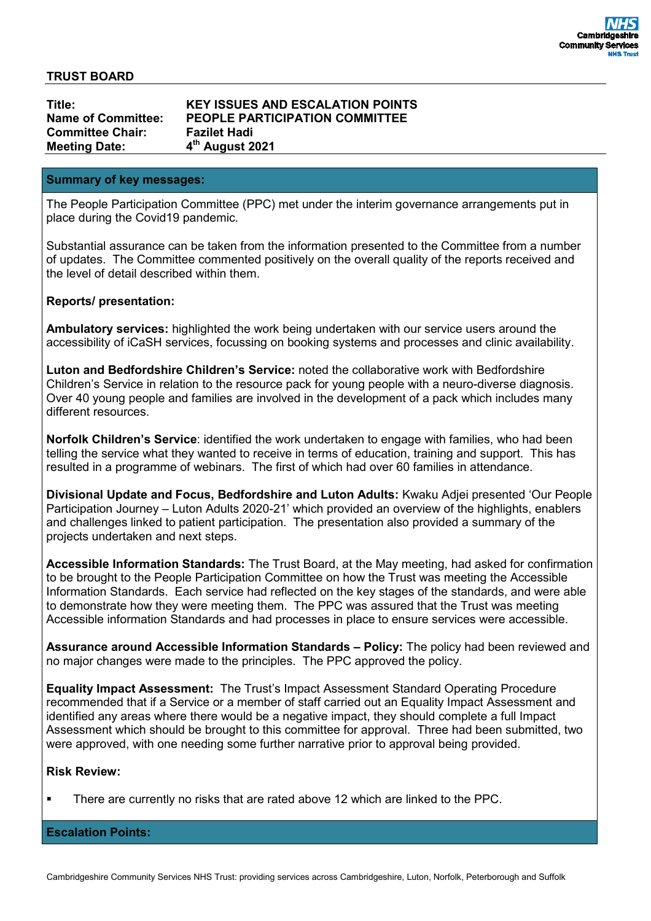**TRUST BOARD**

| | |
|---|---|
| **Title:** | **KEY ISSUES AND ESCALATION POINTS** |
| **Name of Committee:** | **PEOPLE PARTICIPATION COMMITTEE** |
| **Committee Chair:** | **Fazilet Hadi** |
| **Meeting Date:** | **4th August 2021** |

## Summary of key messages:

The People Participation Committee (PPC) met under the interim governance arrangements put in place during the Covid19 pandemic.

Substantial assurance can be taken from the information presented to the Committee from a number of updates. The Committee commented positively on the overall quality of the reports received and the level of detail described within them.

**Reports/ presentation:**

**Ambulatory services:** highlighted the work being undertaken with our service users around the accessibility of iCaSH services, focussing on booking systems and processes and clinic availability.

**Luton and Bedfordshire Children's Service:** noted the collaborative work with Bedfordshire Children's Service in relation to the resource pack for young people with a neuro-diverse diagnosis. Over 40 young people and families are involved in the development of a pack which includes many different resources.

**Norfolk Children's Service**: identified the work undertaken to engage with families, who had been telling the service what they wanted to receive in terms of education, training and support. This has resulted in a programme of webinars. The first of which had over 60 families in attendance.

**Divisional Update and Focus, Bedfordshire and Luton Adults:** Kwaku Adjei presented 'Our People Participation Journey – Luton Adults 2020-21' which provided an overview of the highlights, enablers and challenges linked to patient participation. The presentation also provided a summary of the projects undertaken and next steps.

**Accessible Information Standards:** The Trust Board, at the May meeting, had asked for confirmation to be brought to the People Participation Committee on how the Trust was meeting the Accessible Information Standards. Each service had reflected on the key stages of the standards, and were able to demonstrate how they were meeting them. The PPC was assured that the Trust was meeting Accessible information Standards and had processes in place to ensure services were accessible.

**Assurance around Accessible Information Standards – Policy:** The policy had been reviewed and no major changes were made to the principles. The PPC approved the policy.

**Equality Impact Assessment:** The Trust's Impact Assessment Standard Operating Procedure recommended that if a Service or a member of staff carried out an Equality Impact Assessment and identified any areas where there would be a negative impact, they should complete a full Impact Assessment which should be brought to this committee for approval. Three had been submitted, two were approved, with one needing some further narrative prior to approval being provided.

**Risk Review:**

- There are currently no risks that are rated above 12 which are linked to the PPC.

## Escalation Points: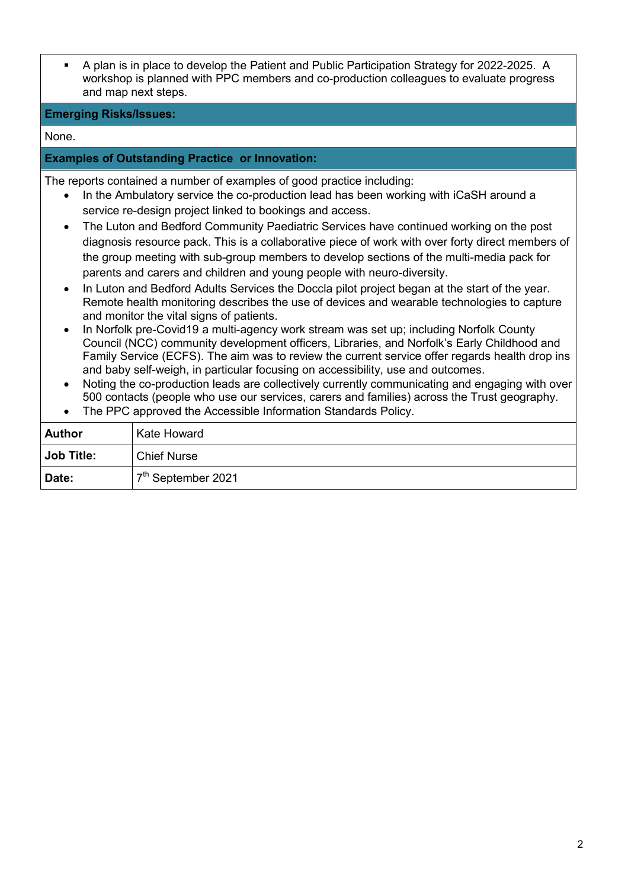- A plan is in place to develop the Patient and Public Participation Strategy for 2022-2025. A workshop is planned with PPC members and co-production colleagues to evaluate progress and map next steps.

**Emerging Risks/Issues:**

None.

**Examples of Outstanding Practice or Innovation:**

The reports contained a number of examples of good practice including:

- In the Ambulatory service the co-production lead has been working with iCaSH around a service re-design project linked to bookings and access.
- The Luton and Bedford Community Paediatric Services have continued working on the post diagnosis resource pack. This is a collaborative piece of work with over forty direct members of the group meeting with sub-group members to develop sections of the multi-media pack for parents and carers and children and young people with neuro-diversity.
- In Luton and Bedford Adults Services the Doccla pilot project began at the start of the year. Remote health monitoring describes the use of devices and wearable technologies to capture and monitor the vital signs of patients.
- In Norfolk pre-Covid19 a multi-agency work stream was set up; including Norfolk County Council (NCC) community development officers, Libraries, and Norfolk's Early Childhood and Family Service (ECFS). The aim was to review the current service offer regards health drop ins and baby self-weigh, in particular focusing on accessibility, use and outcomes.
- Noting the co-production leads are collectively currently communicating and engaging with over 500 contacts (people who use our services, carers and families) across the Trust geography.
- The PPC approved the Accessible Information Standards Policy.

| | |
|---|---|
| **Author** | Kate Howard |
| **Job Title:** | Chief Nurse |
| **Date:** | 7th September 2021 |